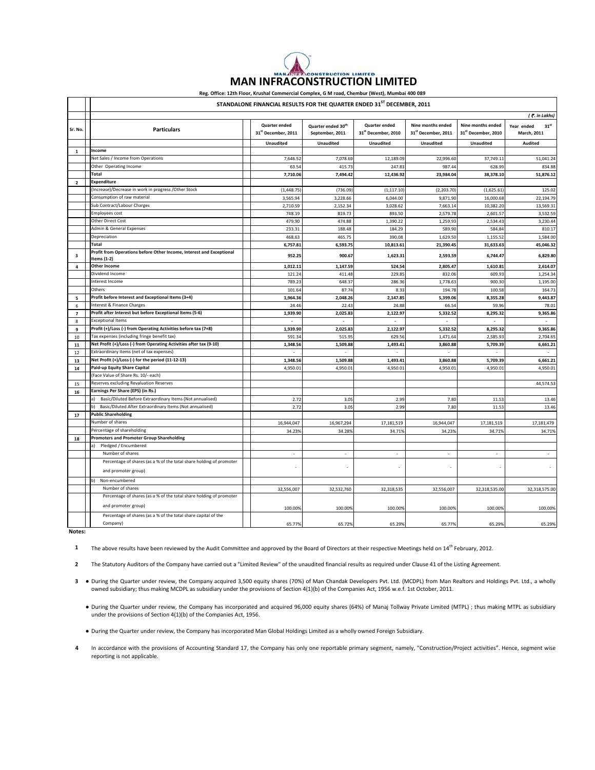# MAN INFRACONSTRUCTION LIMITED

Reg. Office: 12th Floor, Krushal Commercial Complex, G M road, Chembur (West), Mumbai 400 089

## STANDALONE FINANCIAL RESULTS FOR THE QUARTER ENDED 31ST DECEMBER, 2011

(₹. in Lakhs)

| Sr. No. | Particulars | Quarter ended 31st December, 2011 | Quarter ended 30th September, 2011 | Quarter ended 31st December, 2010 | Nine months ended 31st December, 2011 | Nine months ended 31st December, 2010 | Year ended 31st March, 2011 |
|---|---|---|---|---|---|---|---|
| | | Unaudited | Unaudited | Unaudited | Unaudited | Unaudited | Audited |
| 1 | **Income** | | | | | | |
| | Net Sales / Income from Operations | 7,646.52 | 7,078.69 | 12,189.09 | 22,996.60 | 37,749.11 | 51,041.24 |
| | Other Operating Income | 63.54 | 415.73 | 247.83 | 987.44 | 628.99 | 834.88 |
| | **Total** | **7,710.06** | **7,494.42** | **12,436.92** | **23,984.04** | **38,378.10** | **51,876.12** |
| 2 | **Expenditure** | | | | | | |
| | (Increase)/Decrease in work in progress /Other Stock | (1,448.75) | (736.09) | (1,117.10) | (2,203.70) | (1,625.61) | 125.02 |
| | Consumption of raw material | 3,565.94 | 3,228.66 | 6,044.00 | 9,871.90 | 16,000.68 | 22,194.79 |
| | Sub Contract/Labour Charges | 2,710.59 | 2,152.34 | 3,028.62 | 7,663.14 | 10,382.20 | 13,569.31 |
| | Employees cost | 748.19 | 819.73 | 893.50 | 2,579.78 | 2,601.57 | 3,532.59 |
| | Other Direct Cost | 479.90 | 474.88 | 1,390.22 | 1,259.93 | 2,534.43 | 3,230.44 |
| | Admin & General Expenses | 233.31 | 188.48 | 184.29 | 589.90 | 584.84 | 810.17 |
| | Depreciation | 468.63 | 465.75 | 390.08 | 1,629.50 | 1,155.52 | 1,584.00 |
| | **Total** | **6,757.81** | **6,593.75** | **10,813.61** | **21,390.45** | **31,633.63** | **45,046.32** |
| 3 | **Profit from Operations before Other Income, Interest and Exceptional Items (1-2)** | **952.25** | **900.67** | **1,623.31** | **2,593.59** | **6,744.47** | **6,829.80** |
| 4 | **Other Income** | **1,012.11** | **1,147.59** | **524.54** | **2,805.47** | **1,610.81** | **2,614.07** |
| | Dividend Income | 121.24 | 411.48 | 229.85 | 832.06 | 609.93 | 1,254.34 |
| | Interest Income | 789.23 | 648.37 | 286.36 | 1,778.63 | 900.30 | 1,195.00 |
| | Others | 101.64 | 87.74 | 8.33 | 194.78 | 100.58 | 164.73 |
| 5 | **Profit before Interest and Exceptional Items (3+4)** | **1,964.36** | **2,048.26** | **2,147.85** | **5,399.06** | **8,355.28** | **9,443.87** |
| 6 | Interest & Finance Charges | 24.46 | 22.43 | 24.88 | 66.54 | 59.96 | 78.01 |
| 7 | **Profit after Interest but before Exceptional Items (5-6)** | **1,939.90** | **2,025.83** | **2,122.97** | **5,332.52** | **8,295.32** | **9,365.86** |
| 8 | Exceptional Items | - | - | - | - | - | - |
| 9 | **Profit (+)/Loss (-) from Operating Activities before tax (7+8)** | **1,939.90** | **2,025.83** | **2,122.97** | **5,332.52** | **8,295.32** | **9,365.86** |
| 10 | Tax expenses (including fringe benefit tax) | 591.34 | 515.95 | 629.56 | 1,471.64 | 2,585.93 | 2,704.65 |
| 11 | **Net Profit (+)/Loss (-) from Operating Activities after tax (9-10)** | **1,348.56** | **1,509.88** | **1,493.41** | **3,860.88** | **5,709.39** | **6,661.21** |
| 12 | Extraordinary Items (net of tax expenses) | - | - | - | - | - | - |
| 13 | **Net Profit (+)/Loss (-) for the period (11-12-13)** | **1,348.56** | **1,509.88** | **1,493.41** | **3,860.88** | **5,709.39** | **6,661.21** |
| 14 | **Paid-up Equity Share Capital** | 4,950.01 | 4,950.01 | 4,950.01 | 4,950.01 | 4,950.01 | 4,950.01 |
| | (Face Value of Share Rs. 10/- each) | | | | | | |
| 15 | Reserves excluding Revaluation Reserves | | | | | | 44,574.53 |
| 16 | **Earnings Per Share (EPS) (in Rs.)** | | | | | | |
| | a) Basic/Diluted Before Extraordinary Items (Not annualised) | 2.72 | 3.05 | 2.99 | 7.80 | 11.53 | 13.46 |
| | b) Basic/Diluted After Extraordinary Items (Not annualised) | 2.72 | 3.05 | 2.99 | 7.80 | 11.53 | 13.46 |
| 17 | **Public Shareholding** | | | | | | |
| | Number of shares | 16,944,047 | 16,967,294 | 17,181,519 | 16,944,047 | 17,181,519 | 17,181,479 |
| | Percentage of shareholding | 34.23% | 34.28% | 34.71% | 34.23% | 34.71% | 34.71% |
| 18 | **Promoters and Promoter Group Shareholding** | | | | | | |
| | a) Pledged / Encumbered | | | | | | |
| | Number of shares | - | - | - | - | - | - |
| | Percentage of shares (as a % of the total share holding of promoter and promoter group) | - | - | - | - | - | - |
| | b) Non-encumbered | | | | | | |
| | Number of shares | 32,556,007 | 32,532,760 | 32,318,535 | 32,556,007 | 32,318,535.00 | 32,318,575.00 |
| | Percentage of shares (as a % of the total share holding of promoter and promoter group) | 100.00% | 100.00% | 100.00% | 100.00% | 100.00% | 100.00% |
| | Percentage of shares (as a % of the total share capital of the Company) | 65.77% | 65.72% | 65.29% | 65.77% | 65.29% | 65.29% |

**Notes:**

1. The above results have been reviewed by the Audit Committee and approved by the Board of Directors at their respective Meetings held on 14th February, 2012.

2. The Statutory Auditors of the Company have carried out a "Limited Review" of the unaudited financial results as required under Clause 41 of the Listing Agreement.

3. 
   - During the Quarter under review, the Company acquired 3,500 equity shares (70%) of Man Chandak Developers Pvt. Ltd. (MCDPL) from Man Realtors and Holdings Pvt. Ltd., a wholly owned subsidiary; thus making MCDPL as subsidiary under the provisions of Section 4(1)(b) of the Companies Act, 1956 w.e.f. 1st October, 2011.
   - During the Quarter under review, the Company has incorporated and acquired 96,000 equity shares (64%) of Manaj Tollway Private Limited (MTPL) ; thus making MTPL as subsidiary under the provisions of Section 4(1)(b) of the Companies Act, 1956.
   - During the Quarter under review, the Company has incorporated Man Global Holdings Limited as a wholly owned Foreign Subsidiary.

4. In accordance with the provisions of Accounting Standard 17, the Company has only one reportable primary segment, namely, "Construction/Project activities". Hence, segment wise reporting is not applicable.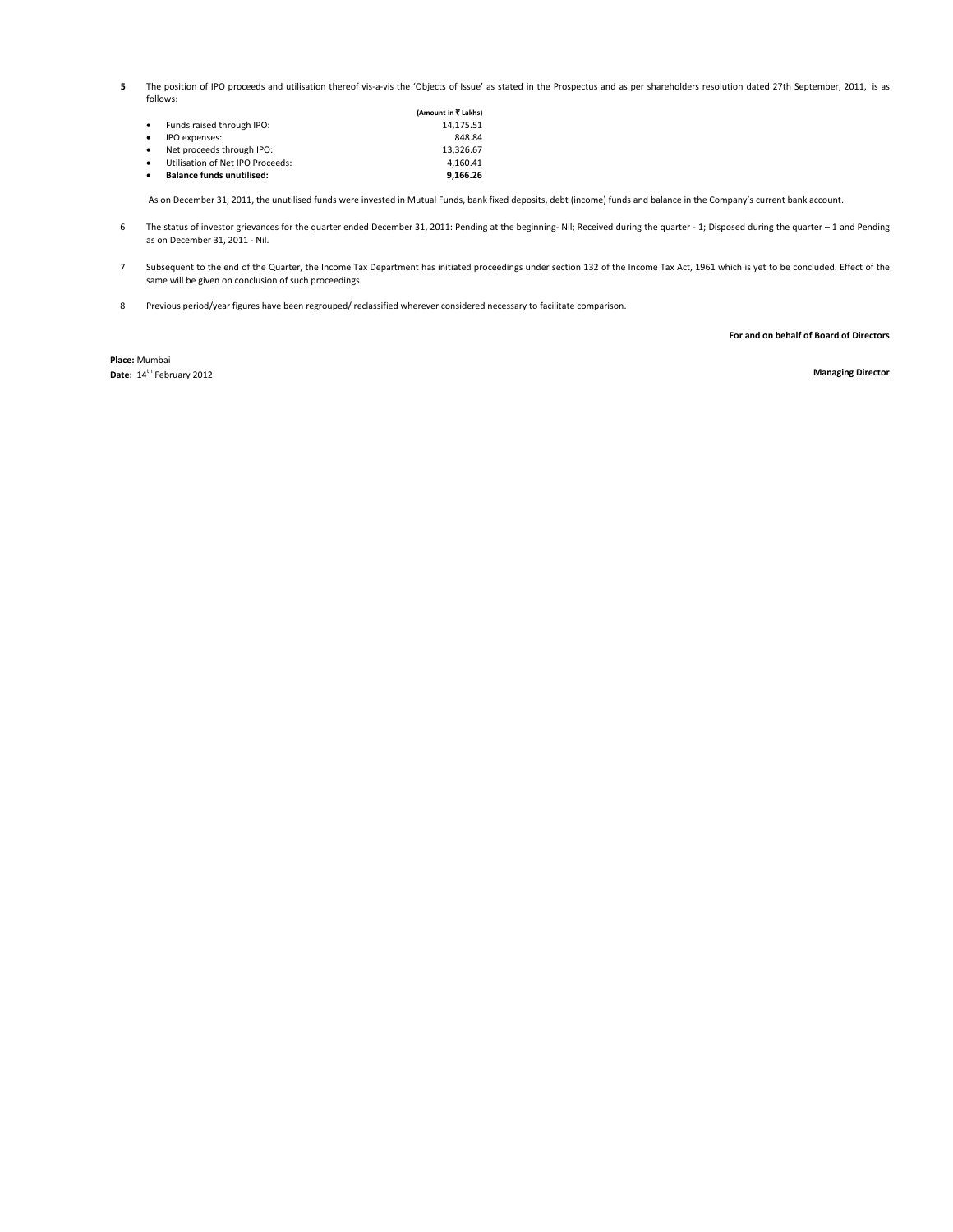**5** The position of IPO proceeds and utilisation thereof vis-a-vis the 'Objects of Issue' as stated in the Prospectus and as per shareholders resolution dated 27th September, 2011, is as follows:

| | **(Amount in ₹ Lakhs)** |
|---|---|
| • Funds raised through IPO: | 14,175.51 |
| • IPO expenses: | 848.84 |
| • Net proceeds through IPO: | 13,326.67 |
| • Utilisation of Net IPO Proceeds: | 4,160.41 |
| • **Balance funds unutilised:** | **9,166.26** |

As on December 31, 2011, the unutilised funds were invested in Mutual Funds, bank fixed deposits, debt (income) funds and balance in the Company's current bank account.

6 The status of investor grievances for the quarter ended December 31, 2011: Pending at the beginning- Nil; Received during the quarter - 1; Disposed during the quarter – 1 and Pending as on December 31, 2011 - Nil.

7 Subsequent to the end of the Quarter, the Income Tax Department has initiated proceedings under section 132 of the Income Tax Act, 1961 which is yet to be concluded. Effect of the same will be given on conclusion of such proceedings.

8 Previous period/year figures have been regrouped/ reclassified wherever considered necessary to facilitate comparison.

**For and on behalf of Board of Directors**

**Place:** Mumbai

**Date:** 14th February 2012

**Managing Director**